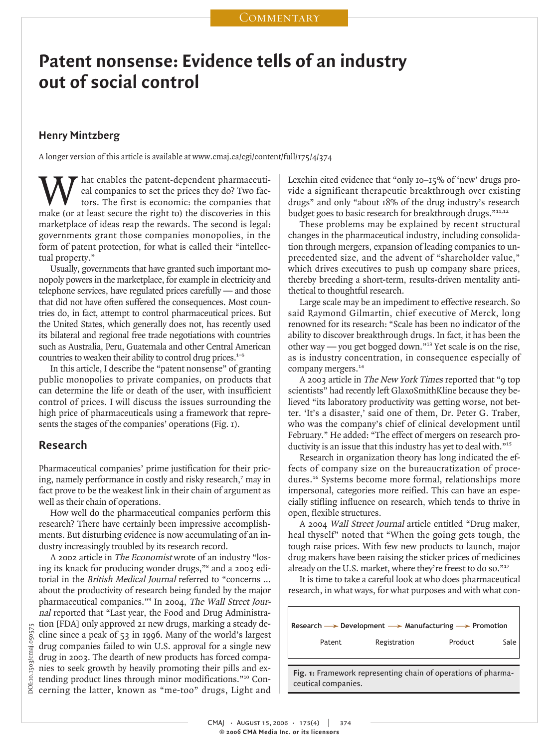Commentary

# Patent nonsense: Evidence tells of an industry out of social control

## Henry Mintzberg

A longer version of this article is available at www.cmaj.ca/cgi/content/full/175/4/374

What enables the patent-dependent pharmaceutical companies to set the prices they do? Two factors. The first is economic: the companies that make (or at least secure the right to) the discoveries in this marketplace of ideas reap the rewards. The second is legal: governments grant those companies monopolies, in the form of patent protection, for what is called their "intellectual property."

Usually, governments that have granted such important monopoly powers in the marketplace, for example in electricity and telephone services, have regulated prices carefully — and those that did not have often suffered the consequences. Most countries do, in fact, attempt to control pharmaceutical prices. But the United States, which generally does not, has recently used its bilateral and regional free trade negotiations with countries such as Australia, Peru, Guatemala and other Central American countries to weaken their ability to control drug prices.[1–6]

In this article, I describe the "patent nonsense" of granting public monopolies to private companies, on products that can determine the life or death of the user, with insufficient control of prices. I will discuss the issues surrounding the high price of pharmaceuticals using a framework that represents the stages of the companies' operations (Fig. 1).

## Research

Pharmaceutical companies' prime justification for their pricing, namely performance in costly and risky research,[7] may in fact prove to be the weakest link in their chain of argument as well as their chain of operations.

How well do the pharmaceutical companies perform this research? There have certainly been impressive accomplishments. But disturbing evidence is now accumulating of an industry increasingly troubled by its research record.

A 2002 article in *The Economist* wrote of an industry "losing its knack for producing wonder drugs,"[8] and a 2003 editorial in the *British Medical Journal* referred to "concerns ... about the productivity of research being funded by the major pharmaceutical companies."[9] In 2004, *The Wall Street Journal* reported that "Last year, the Food and Drug Administration [FDA] only approved 21 new drugs, marking a steady decline since a peak of 53 in 1996. Many of the world's largest drug companies failed to win U.S. approval for a single new drug in 2003. The dearth of new products has forced companies to seek growth by heavily promoting their pills and extending product lines through minor modifications."[10] Concerning the latter, known as "me-too" drugs, Light and Lexchin cited evidence that "only 10–15% of 'new' drugs provide a significant therapeutic breakthrough over existing drugs" and only "about 18% of the drug industry's research budget goes to basic research for breakthrough drugs."[11,12]

These problems may be explained by recent structural changes in the pharmaceutical industry, including consolidation through mergers, expansion of leading companies to unprecedented size, and the advent of "shareholder value," which drives executives to push up company share prices, thereby breeding a short-term, results-driven mentality antithetical to thoughtful research.

Large scale may be an impediment to effective research. So said Raymond Gilmartin, chief executive of Merck, long renowned for its research: "Scale has been no indicator of the ability to discover breakthrough drugs. In fact, it has been the other way — you get bogged down."[13] Yet scale is on the rise, as is industry concentration, in consequence especially of company mergers.[14]

A 2003 article in *The New York Times* reported that "9 top scientists" had recently left GlaxoSmithKline because they believed "its laboratory productivity was getting worse, not better. 'It's a disaster,' said one of them, Dr. Peter G. Traber, who was the company's chief of clinical development until February." He added: "The effect of mergers on research productivity is an issue that this industry has yet to deal with."[15]

Research in organization theory has long indicated the effects of company size on the bureaucratization of procedures.[16] Systems become more formal, relationships more impersonal, categories more reified. This can have an especially stifling influence on research, which tends to thrive in open, flexible structures.

A 2004 *Wall Street Journal* article entitled "Drug maker, heal thyself" noted that "When the going gets tough, the tough raise prices. With few new products to launch, major drug makers have been raising the sticker prices of medicines already on the U.S. market, where they're freest to do so."[17]

It is time to take a careful look at who does pharmaceutical research, in what ways, for what purposes and with what con-

| Research → | Development → | Manufacturing → | Promotion |
|---|---|---|---|
| Patent | Registration | Product | Sale |

**Fig. 1:** Framework representing chain of operations of pharmaceutical companies.

DOI:10.1503/cmaj.050575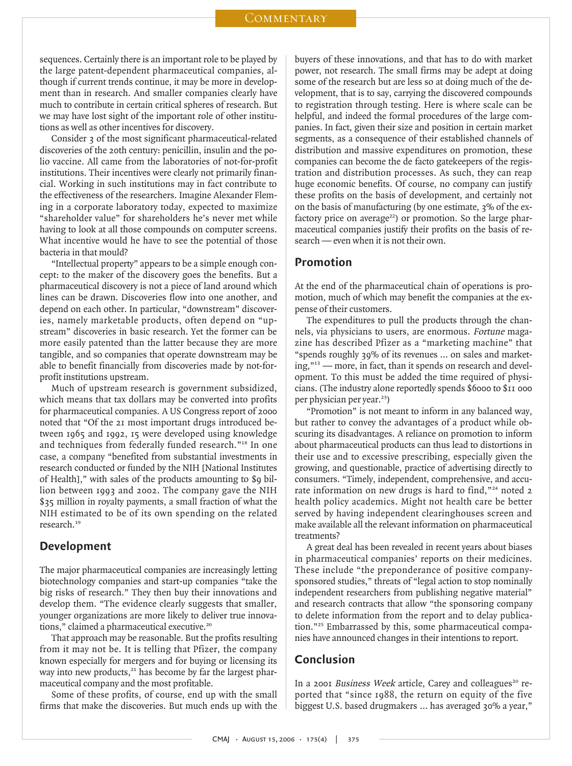sequences. Certainly there is an important role to be played by the large patent-dependent pharmaceutical companies, although if current trends continue, it may be more in development than in research. And smaller companies clearly have much to contribute in certain critical spheres of research. But we may have lost sight of the important role of other institutions as well as other incentives for discovery.

Consider 3 of the most significant pharmaceutical-related discoveries of the 20th century: penicillin, insulin and the polio vaccine. All came from the laboratories of not-for-profit institutions. Their incentives were clearly not primarily financial. Working in such institutions may in fact contribute to the effectiveness of the researchers. Imagine Alexander Fleming in a corporate laboratory today, expected to maximize "shareholder value" for shareholders he's never met while having to look at all those compounds on computer screens. What incentive would he have to see the potential of those bacteria in that mould?

"Intellectual property" appears to be a simple enough concept: to the maker of the discovery goes the benefits. But a pharmaceutical discovery is not a piece of land around which lines can be drawn. Discoveries flow into one another, and depend on each other. In particular, "downstream" discoveries, namely marketable products, often depend on "upstream" discoveries in basic research. Yet the former can be more easily patented than the latter because they are more tangible, and so companies that operate downstream may be able to benefit financially from discoveries made by not-for-profit institutions upstream.

Much of upstream research is government subsidized, which means that tax dollars may be converted into profits for pharmaceutical companies. A US Congress report of 2000 noted that "Of the 21 most important drugs introduced between 1965 and 1992, 15 were developed using knowledge and techniques from federally funded research."[18] In one case, a company "benefited from substantial investments in research conducted or funded by the NIH [National Institutes of Health]," with sales of the products amounting to $9 billion between 1993 and 2002. The company gave the NIH $35 million in royalty payments, a small fraction of what the NIH estimated to be of its own spending on the related research.[19]

## Development

The major pharmaceutical companies are increasingly letting biotechnology companies and start-up companies "take the big risks of research." They then buy their innovations and develop them. "The evidence clearly suggests that smaller, younger organizations are more likely to deliver true innovations," claimed a pharmaceutical executive.[20]

That approach may be reasonable. But the profits resulting from it may not be. It is telling that Pfizer, the company known especially for mergers and for buying or licensing its way into new products,[21] has become by far the largest pharmaceutical company and the most profitable.

Some of these profits, of course, end up with the small firms that make the discoveries. But much ends up with the buyers of these innovations, and that has to do with market power, not research. The small firms may be adept at doing some of the research but are less so at doing much of the development, that is to say, carrying the discovered compounds to registration through testing. Here is where scale can be helpful, and indeed the formal procedures of the large companies. In fact, given their size and position in certain market segments, as a consequence of their established channels of distribution and massive expenditures on promotion, these companies can become the de facto gatekeepers of the registration and distribution processes. As such, they can reap huge economic benefits. Of course, no company can justify these profits on the basis of development, and certainly not on the basis of manufacturing (by one estimate, 3% of the ex-factory price on average[22]) or promotion. So the large pharmaceutical companies justify their profits on the basis of research — even when it is not their own.

## Promotion

At the end of the pharmaceutical chain of operations is promotion, much of which may benefit the companies at the expense of their customers.

The expenditures to pull the products through the channels, via physicians to users, are enormous. *Fortune* magazine has described Pfizer as a "marketing machine" that "spends roughly 39% of its revenues ... on sales and marketing,"[13] — more, in fact, than it spends on research and development. To this must be added the time required of physicians. (The industry alone reportedly spends $6000 to $11 000 per physician per year.[23])

"Promotion" is not meant to inform in any balanced way, but rather to convey the advantages of a product while obscuring its disadvantages. A reliance on promotion to inform about pharmaceutical products can thus lead to distortions in their use and to excessive prescribing, especially given the growing, and questionable, practice of advertising directly to consumers. "Timely, independent, comprehensive, and accurate information on new drugs is hard to find,"[24] noted 2 health policy academics. Might not health care be better served by having independent clearinghouses screen and make available all the relevant information on pharmaceutical treatments?

A great deal has been revealed in recent years about biases in pharmaceutical companies' reports on their medicines. These include "the preponderance of positive company-sponsored studies," threats of "legal action to stop nominally independent researchers from publishing negative material" and research contracts that allow "the sponsoring company to delete information from the report and to delay publication."[25] Embarrassed by this, some pharmaceutical companies have announced changes in their intentions to report.

## Conclusion

In a 2001 *Business Week* article, Carey and colleagues[20] reported that "since 1988, the return on equity of the five biggest U.S. based drugmakers ... has averaged 30% a year,"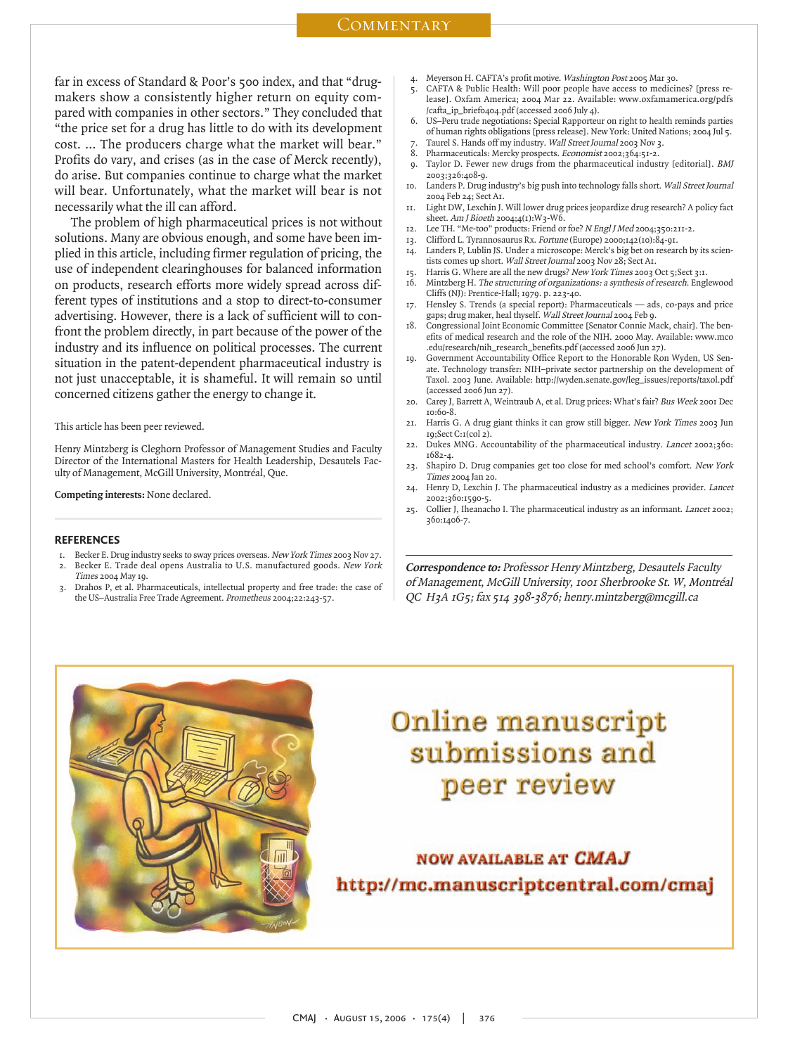far in excess of Standard & Poor's 500 index, and that "drugmakers show a consistently higher return on equity compared with companies in other sectors." They concluded that "the price set for a drug has little to do with its development cost. ... The producers charge what the market will bear." Profits do vary, and crises (as in the case of Merck recently), do arise. But companies continue to charge what the market will bear. Unfortunately, what the market will bear is not necessarily what the ill can afford.

The problem of high pharmaceutical prices is not without solutions. Many are obvious enough, and some have been implied in this article, including firmer regulation of pricing, the use of independent clearinghouses for balanced information on products, research efforts more widely spread across different types of institutions and a stop to direct-to-consumer advertising. However, there is a lack of sufficient will to confront the problem directly, in part because of the power of the industry and its influence on political processes. The current situation in the patent-dependent pharmaceutical industry is not just unacceptable, it is shameful. It will remain so until concerned citizens gather the energy to change it.

This article has been peer reviewed.

Henry Mintzberg is Cleghorn Professor of Management Studies and Faculty Director of the International Masters for Health Leadership, Desautels Faculty of Management, McGill University, Montréal, Que.

**Competing interests:** None declared.

## REFERENCES

1. Becker E. Drug industry seeks to sway prices overseas. *New York Times* 2003 Nov 27.
2. Becker E. Trade deal opens Australia to U.S. manufactured goods. *New York Times* 2004 May 19.
3. Drahos P, et al. Pharmaceuticals, intellectual property and free trade: the case of the US–Australia Free Trade Agreement. *Prometheus* 2004;22:243-57.
4. Meyerson H. CAFTA's profit motive. *Washington Post* 2005 Mar 30.
5. CAFTA & Public Health: Will poor people have access to medicines? [press release]. Oxfam America; 2004 Mar 22. Available: www.oxfamamerica.org/pdfs/cafta_ip_brief0404.pdf (accessed 2006 July 4).
6. US–Peru trade negotiations: Special Rapporteur on right to health reminds parties of human rights obligations [press release]. New York: United Nations; 2004 Jul 5.
7. Taurel S. Hands off my industry. *Wall Street Journal* 2003 Nov 3.
8. Pharmaceuticals: Mercky prospects. *Economist* 2002;364:51-2.
9. Taylor D. Fewer new drugs from the pharmaceutical industry [editorial]. *BMJ* 2003;326:408-9.
10. Landers P. Drug industry's big push into technology falls short. *Wall Street Journal* 2004 Feb 24; Sect A1.
11. Light DW, Lexchin J. Will lower drug prices jeopardize drug research? A policy fact sheet. *Am J Bioeth* 2004;4(1):W3-W6.
12. Lee TH. "Me-too" products: Friend or foe? *N Engl J Med* 2004;350:211-2.
13. Clifford L. Tyrannosaurus Rx. *Fortune* (Europe) 2000;142(10):84-91.
14. Landers P, Lublin JS. Under a microscope: Merck's big bet on research by its scientists comes up short. *Wall Street Journal* 2003 Nov 28; Sect A1.
15. Harris G. Where are all the new drugs? *New York Times* 2003 Oct 5;Sect 3:1.
16. Mintzberg H. *The structuring of organizations: a synthesis of research.* Englewood Cliffs (NJ): Prentice-Hall; 1979. p. 223-40.
17. Hensley S. Trends (a special report): Pharmaceuticals — ads, co-pays and price gaps; drug maker, heal thyself. *Wall Street Journal* 2004 Feb 9.
18. Congressional Joint Economic Committee [Senator Connie Mack, chair]. The benefits of medical research and the role of the NIH. 2000 May. Available: www.mco.edu/research/nih_research_benefits.pdf (accessed 2006 Jun 27).
19. Government Accountability Office Report to the Honorable Ron Wyden, US Senate. Technology transfer: NIH–private sector partnership on the development of Taxol. 2003 June. Available: http://wyden.senate.gov/leg_issues/reports/taxol.pdf (accessed 2006 Jun 27).
20. Carey J, Barrett A, Weintraub A, et al. Drug prices: What's fair? *Bus Week* 2001 Dec 10:60-8.
21. Harris G. A drug giant thinks it can grow still bigger. *New York Times* 2003 Jun 19;Sect C:1(col 2).
22. Dukes MNG. Accountability of the pharmaceutical industry. *Lancet* 2002;360:1682-4.
23. Shapiro D. Drug companies get too close for med school's comfort. *New York Times* 2004 Jan 20.
24. Henry D, Lexchin J. The pharmaceutical industry as a medicines provider. *Lancet* 2002;360:1590-5.
25. Collier J, Iheanacho I. The pharmaceutical industry as an informant. *Lancet* 2002;360:1406-7.

***Correspondence to:*** *Professor Henry Mintzberg, Desautels Faculty of Management, McGill University, 1001 Sherbrooke St. W, Montréal QC H3A 1G5; fax 514 398-3876; henry.mintzberg@mcgill.ca*

Online manuscript submissions and peer review

NOW AVAILABLE AT *CMAJ*

http://mc.manuscriptcentral.com/cmaj